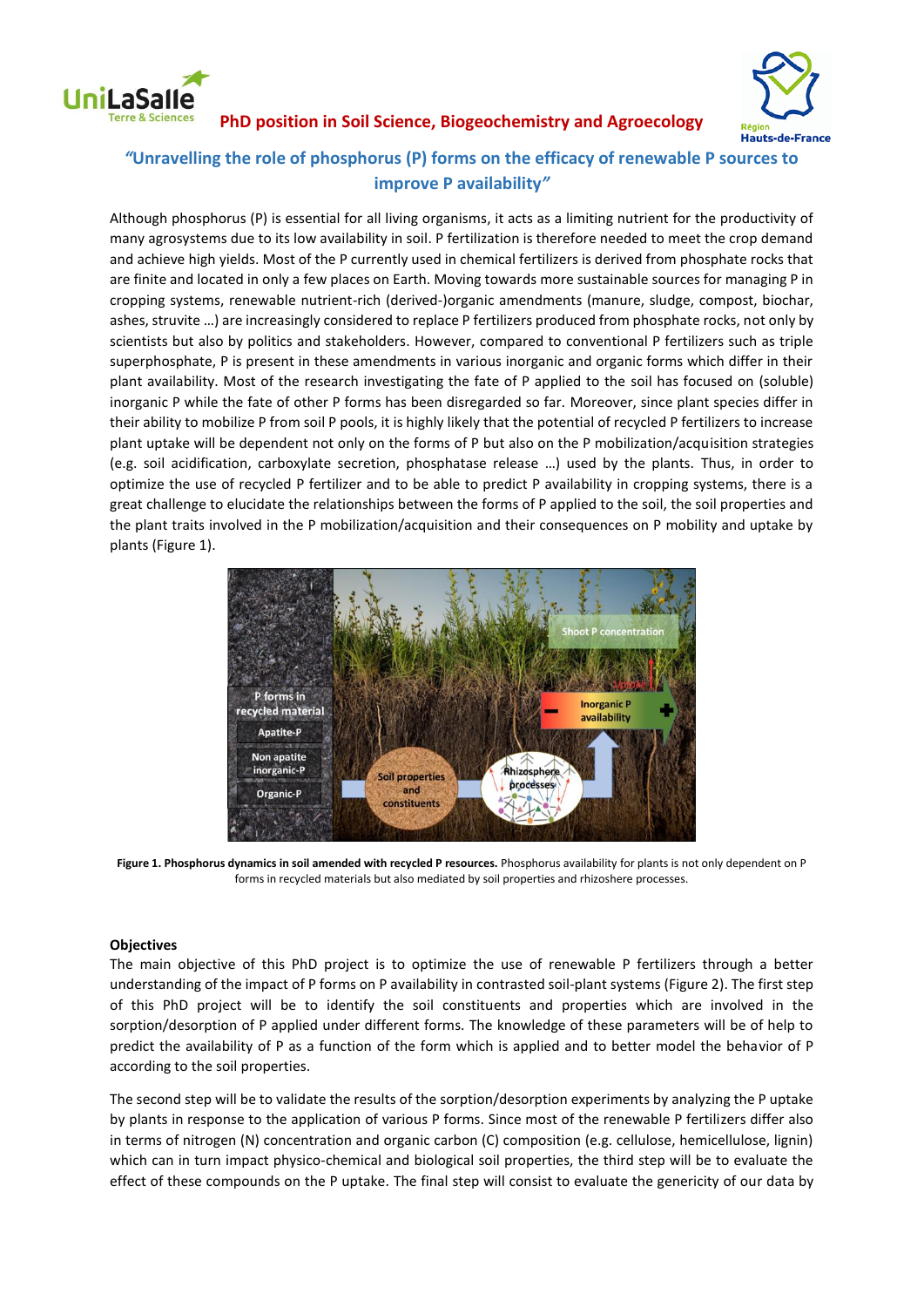PhD position in Soil Science, Biogeochemistry and Agroecology

# "Unravelling the role of phosphorus (P) forms on the efficacy of renewable P sources to improve P availability"

Although phosphorus (P) is essential for all living organisms, it acts as a limiting nutrient for the productivity of many agrosystems due to its low availability in soil. P fertilization is therefore needed to meet the crop demand and achieve high yields. Most of the P currently used in chemical fertilizers is derived from phosphate rocks that are finite and located in only a few places on Earth. Moving towards more sustainable sources for managing P in cropping systems, renewable nutrient-rich (derived-)organic amendments (manure, sludge, compost, biochar, ashes, struvite …) are increasingly considered to replace P fertilizers produced from phosphate rocks, not only by scientists but also by politics and stakeholders. However, compared to conventional P fertilizers such as triple superphosphate, P is present in these amendments in various inorganic and organic forms which differ in their plant availability. Most of the research investigating the fate of P applied to the soil has focused on (soluble) inorganic P while the fate of other P forms has been disregarded so far. Moreover, since plant species differ in their ability to mobilize P from soil P pools, it is highly likely that the potential of recycled P fertilizers to increase plant uptake will be dependent not only on the forms of P but also on the P mobilization/acquisition strategies (e.g. soil acidification, carboxylate secretion, phosphatase release …) used by the plants. Thus, in order to optimize the use of recycled P fertilizer and to be able to predict P availability in cropping systems, there is a great challenge to elucidate the relationships between the forms of P applied to the soil, the soil properties and the plant traits involved in the P mobilization/acquisition and their consequences on P mobility and uptake by plants (Figure 1).

**Figure 1. Phosphorus dynamics in soil amended with recycled P resources.** Phosphorus availability for plants is not only dependent on P forms in recycled materials but also mediated by soil properties and rhizoshere processes.

**Objectives**

The main objective of this PhD project is to optimize the use of renewable P fertilizers through a better understanding of the impact of P forms on P availability in contrasted soil-plant systems (Figure 2). The first step of this PhD project will be to identify the soil constituents and properties which are involved in the sorption/desorption of P applied under different forms. The knowledge of these parameters will be of help to predict the availability of P as a function of the form which is applied and to better model the behavior of P according to the soil properties.

The second step will be to validate the results of the sorption/desorption experiments by analyzing the P uptake by plants in response to the application of various P forms. Since most of the renewable P fertilizers differ also in terms of nitrogen (N) concentration and organic carbon (C) composition (e.g. cellulose, hemicellulose, lignin) which can in turn impact physico-chemical and biological soil properties, the third step will be to evaluate the effect of these compounds on the P uptake. The final step will consist to evaluate the genericity of our data by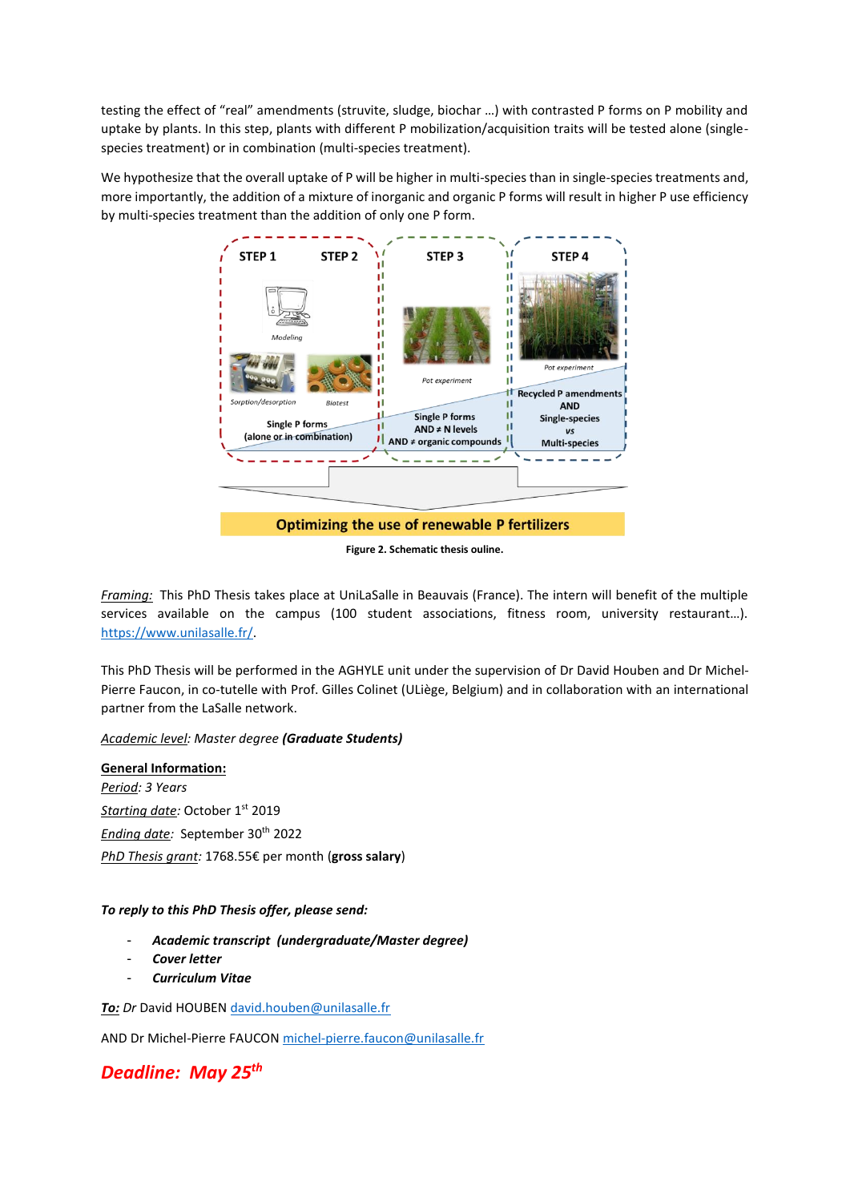testing the effect of "real" amendments (struvite, sludge, biochar …) with contrasted P forms on P mobility and uptake by plants. In this step, plants with different P mobilization/acquisition traits will be tested alone (single-species treatment) or in combination (multi-species treatment).

We hypothesize that the overall uptake of P will be higher in multi-species than in single-species treatments and, more importantly, the addition of a mixture of inorganic and organic P forms will result in higher P use efficiency by multi-species treatment than the addition of only one P form.

STEP 1
STEP 2
Modeling
Sorption/desorption
Biotest
Single P forms
(alone or in combination)

STEP 3
Pot experiment
Single P forms
AND ≠ N levels
AND ≠ organic compounds

STEP 4
Pot experiment
Recycled P amendments
AND
Single-species
vs
Multi-species

Optimizing the use of renewable P fertilizers

**Figure 2. Schematic thesis ouline.**

*Framing:* This PhD Thesis takes place at UniLaSalle in Beauvais (France). The intern will benefit of the multiple services available on the campus (100 student associations, fitness room, university restaurant…). https://www.unilasalle.fr/.

This PhD Thesis will be performed in the AGHYLE unit under the supervision of Dr David Houben and Dr Michel-Pierre Faucon, in co-tutelle with Prof. Gilles Colinet (ULiège, Belgium) and in collaboration with an international partner from the LaSalle network.

*Academic level: Master degree **(Graduate Students)***

**General Information:**

*Period: 3 Years*

*Starting date:* October 1st 2019

*Ending date:* September 30th 2022

*PhD Thesis grant:* 1768.55€ per month (**gross salary**)

***To reply to this PhD Thesis offer, please send:***

- ***Academic transcript (undergraduate/Master degree)***
- ***Cover letter***
- ***Curriculum Vitae***

***To:*** *Dr* David HOUBEN david.houben@unilasalle.fr

AND Dr Michel-Pierre FAUCON michel-pierre.faucon@unilasalle.fr

***Deadline: May 25th***